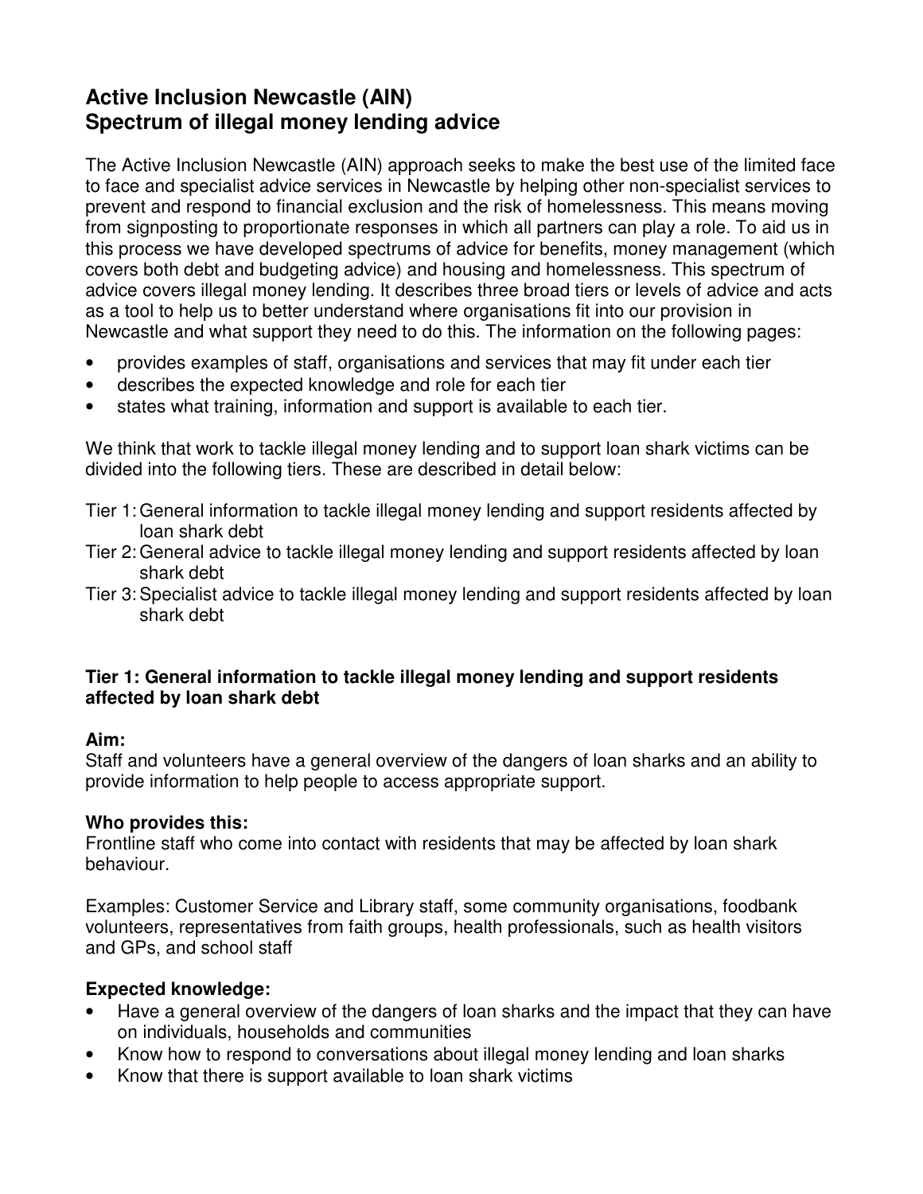# Active Inclusion Newcastle (AIN)
# Spectrum of illegal money lending advice

The Active Inclusion Newcastle (AIN) approach seeks to make the best use of the limited face to face and specialist advice services in Newcastle by helping other non-specialist services to prevent and respond to financial exclusion and the risk of homelessness. This means moving from signposting to proportionate responses in which all partners can play a role. To aid us in this process we have developed spectrums of advice for benefits, money management (which covers both debt and budgeting advice) and housing and homelessness. This spectrum of advice covers illegal money lending. It describes three broad tiers or levels of advice and acts as a tool to help us to better understand where organisations fit into our provision in Newcastle and what support they need to do this. The information on the following pages:

- provides examples of staff, organisations and services that may fit under each tier
- describes the expected knowledge and role for each tier
- states what training, information and support is available to each tier.

We think that work to tackle illegal money lending and to support loan shark victims can be divided into the following tiers. These are described in detail below:

Tier 1: General information to tackle illegal money lending and support residents affected by loan shark debt
Tier 2: General advice to tackle illegal money lending and support residents affected by loan shark debt
Tier 3: Specialist advice to tackle illegal money lending and support residents affected by loan shark debt

### Tier 1: General information to tackle illegal money lending and support residents affected by loan shark debt

**Aim:**
Staff and volunteers have a general overview of the dangers of loan sharks and an ability to provide information to help people to access appropriate support.

**Who provides this:**
Frontline staff who come into contact with residents that may be affected by loan shark behaviour.

Examples: Customer Service and Library staff, some community organisations, foodbank volunteers, representatives from faith groups, health professionals, such as health visitors and GPs, and school staff

**Expected knowledge:**

- Have a general overview of the dangers of loan sharks and the impact that they can have on individuals, households and communities
- Know how to respond to conversations about illegal money lending and loan sharks
- Know that there is support available to loan shark victims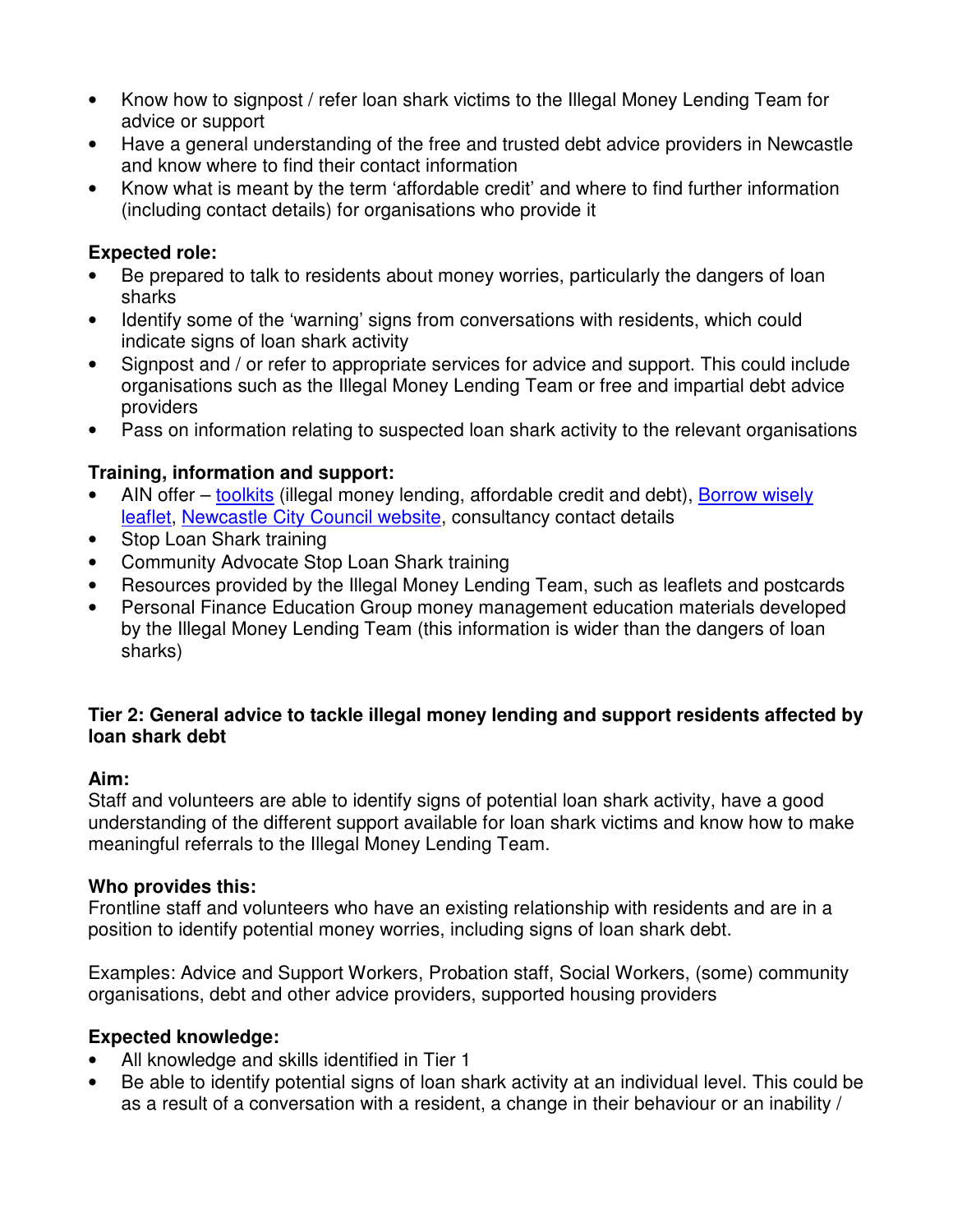- Know how to signpost / refer loan shark victims to the Illegal Money Lending Team for advice or support
- Have a general understanding of the free and trusted debt advice providers in Newcastle and know where to find their contact information
- Know what is meant by the term 'affordable credit' and where to find further information (including contact details) for organisations who provide it

**Expected role:**

- Be prepared to talk to residents about money worries, particularly the dangers of loan sharks
- Identify some of the 'warning' signs from conversations with residents, which could indicate signs of loan shark activity
- Signpost and / or refer to appropriate services for advice and support. This could include organisations such as the Illegal Money Lending Team or free and impartial debt advice providers
- Pass on information relating to suspected loan shark activity to the relevant organisations

**Training, information and support:**

- AIN offer – toolkits (illegal money lending, affordable credit and debt), Borrow wisely leaflet, Newcastle City Council website, consultancy contact details
- Stop Loan Shark training
- Community Advocate Stop Loan Shark training
- Resources provided by the Illegal Money Lending Team, such as leaflets and postcards
- Personal Finance Education Group money management education materials developed by the Illegal Money Lending Team (this information is wider than the dangers of loan sharks)

**Tier 2: General advice to tackle illegal money lending and support residents affected by loan shark debt**

**Aim:**

Staff and volunteers are able to identify signs of potential loan shark activity, have a good understanding of the different support available for loan shark victims and know how to make meaningful referrals to the Illegal Money Lending Team.

**Who provides this:**

Frontline staff and volunteers who have an existing relationship with residents and are in a position to identify potential money worries, including signs of loan shark debt.

Examples: Advice and Support Workers, Probation staff, Social Workers, (some) community organisations, debt and other advice providers, supported housing providers

**Expected knowledge:**

- All knowledge and skills identified in Tier 1
- Be able to identify potential signs of loan shark activity at an individual level. This could be as a result of a conversation with a resident, a change in their behaviour or an inability /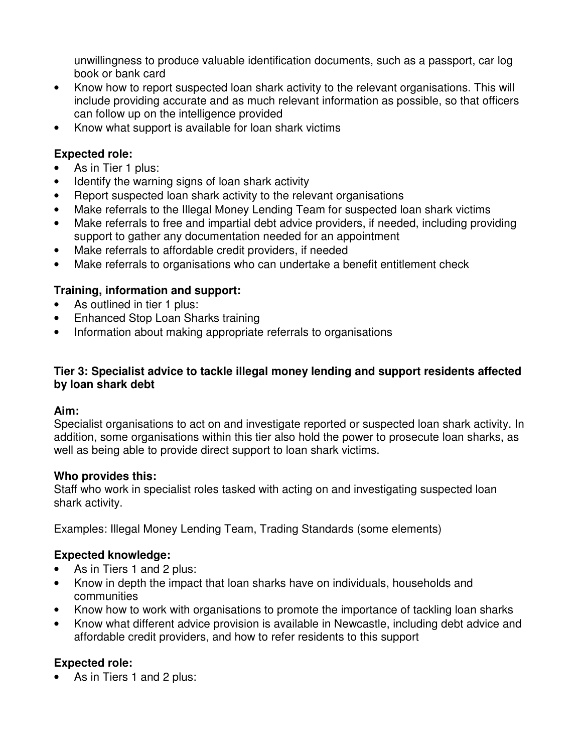unwillingness to produce valuable identification documents, such as a passport, car log book or bank card

- Know how to report suspected loan shark activity to the relevant organisations. This will include providing accurate and as much relevant information as possible, so that officers can follow up on the intelligence provided
- Know what support is available for loan shark victims

**Expected role:**

- As in Tier 1 plus:
- Identify the warning signs of loan shark activity
- Report suspected loan shark activity to the relevant organisations
- Make referrals to the Illegal Money Lending Team for suspected loan shark victims
- Make referrals to free and impartial debt advice providers, if needed, including providing support to gather any documentation needed for an appointment
- Make referrals to affordable credit providers, if needed
- Make referrals to organisations who can undertake a benefit entitlement check

**Training, information and support:**

- As outlined in tier 1 plus:
- Enhanced Stop Loan Sharks training
- Information about making appropriate referrals to organisations

**Tier 3: Specialist advice to tackle illegal money lending and support residents affected by loan shark debt**

**Aim:**
Specialist organisations to act on and investigate reported or suspected loan shark activity. In addition, some organisations within this tier also hold the power to prosecute loan sharks, as well as being able to provide direct support to loan shark victims.

**Who provides this:**
Staff who work in specialist roles tasked with acting on and investigating suspected loan shark activity.

Examples: Illegal Money Lending Team, Trading Standards (some elements)

**Expected knowledge:**

- As in Tiers 1 and 2 plus:
- Know in depth the impact that loan sharks have on individuals, households and communities
- Know how to work with organisations to promote the importance of tackling loan sharks
- Know what different advice provision is available in Newcastle, including debt advice and affordable credit providers, and how to refer residents to this support

**Expected role:**

- As in Tiers 1 and 2 plus: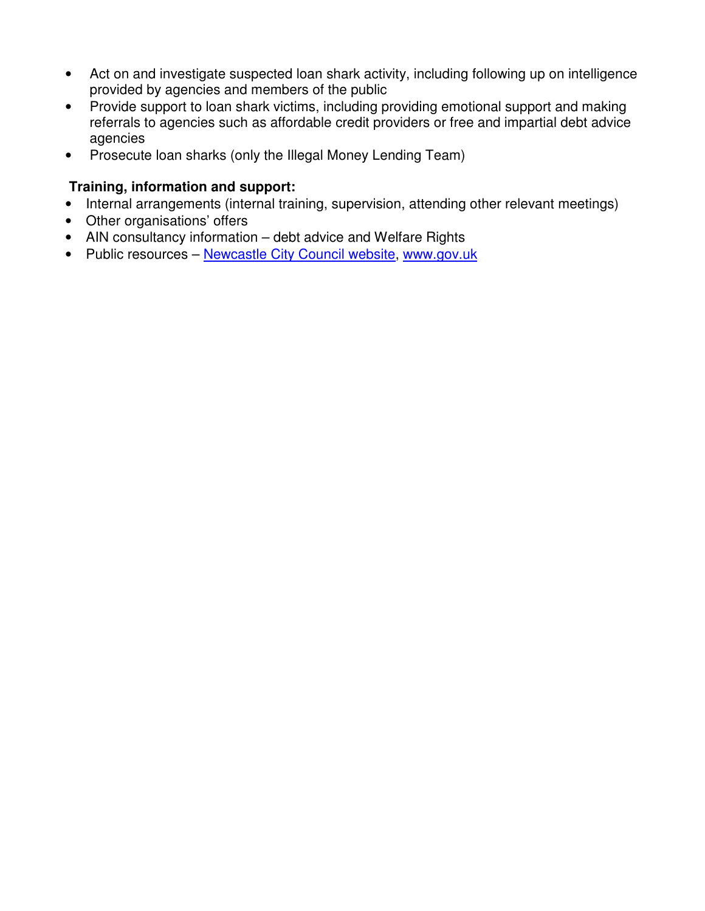- Act on and investigate suspected loan shark activity, including following up on intelligence provided by agencies and members of the public
- Provide support to loan shark victims, including providing emotional support and making referrals to agencies such as affordable credit providers or free and impartial debt advice agencies
- Prosecute loan sharks (only the Illegal Money Lending Team)

**Training, information and support:**

- Internal arrangements (internal training, supervision, attending other relevant meetings)
- Other organisations' offers
- AIN consultancy information – debt advice and Welfare Rights
- Public resources – Newcastle City Council website, www.gov.uk